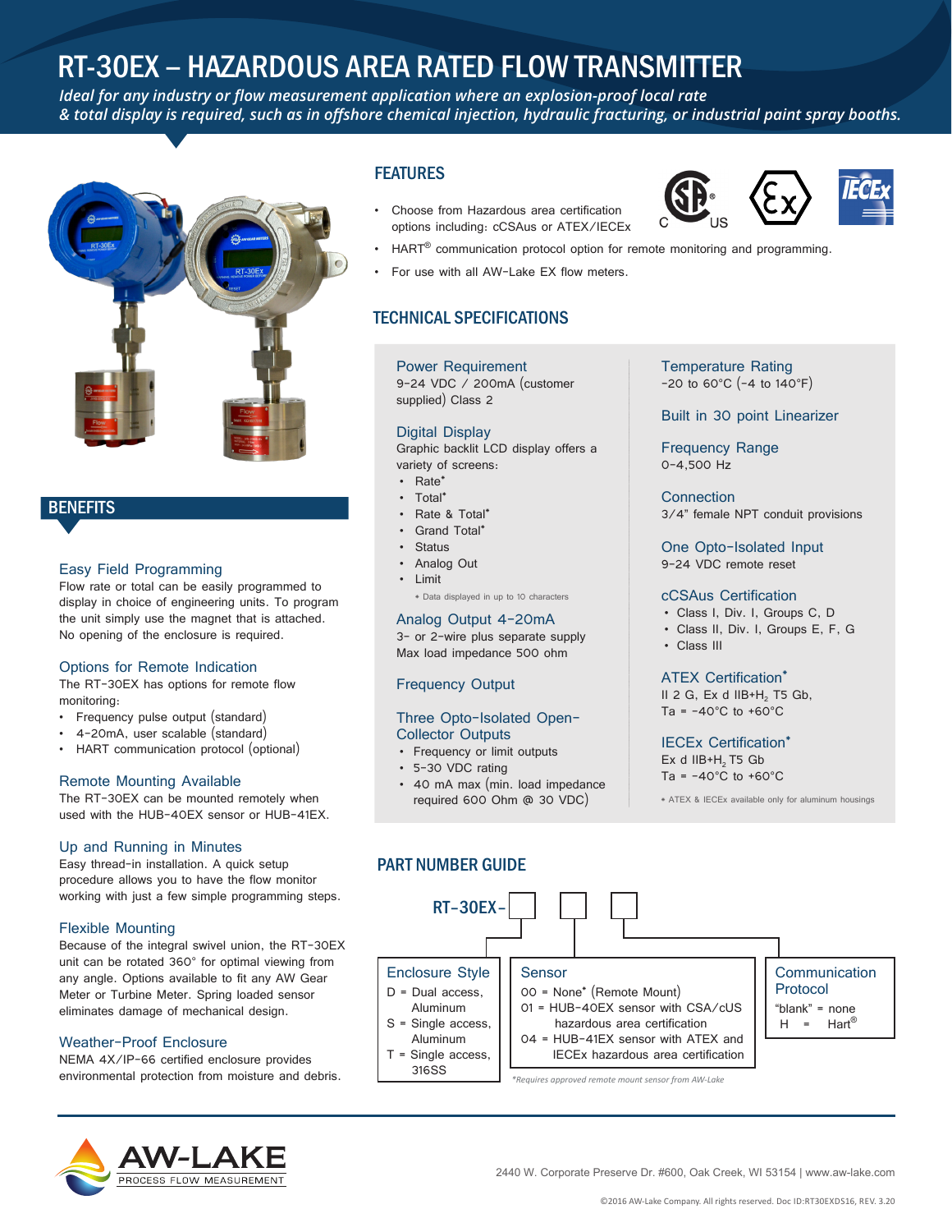# RT-30EX – HAZARDOUS AREA RATED FLOW TRANSMITTER

*Ideal for any industry or flow measurement application where an explosion-proof local rate & total display is required, such as in offshore chemical injection, hydraulic fracturing, or industrial paint spray booths.*

## BENEFITS

### Easy Field Programming

Flow rate or total can be easily programmed to display in choice of engineering units. To program the unit simply use the magnet that is attached. No opening of the enclosure is required.

### Options for Remote Indication

The RT-30EX has options for remote flow monitoring:

- Frequency pulse output (standard)
- 4-20mA, user scalable (standard)
- HART communication protocol (optional)

### Remote Mounting Available

The RT-30EX can be mounted remotely when used with the HUB-40EX sensor or HUB-41EX.

### Up and Running in Minutes

Easy thread-in installation. A quick setup procedure allows you to have the flow monitor working with just a few simple programming steps.

### Flexible Mounting

Because of the integral swivel union, the RT-30EX unit can be rotated 360° for optimal viewing from any angle. Options available to fit any AW Gear Meter or Turbine Meter. Spring loaded sensor eliminates damage of mechanical design.

### Weather-Proof Enclosure

NEMA 4X/IP-66 certified enclosure provides environmental protection from moisture and debris.

## FEATURES

- Choose from Hazardous area certification options including: cCSAus or ATEX/IECEx
- HART® communication protocol option for remote monitoring and programming.
- For use with all AW-Lake EX flow meters.

## TECHNICAL SPECIFICATIONS

### Power Requirement

9-24 VDC / 200mA (customer supplied) Class 2

### Digital Display

Graphic backlit LCD display offers a variety of screens:

- Rate*
- Total*
- Rate & Total*
- Grand Total*
- Status
- Analog Out
- Limit

\* Data displayed in up to 10 characters

### Analog Output 4-20mA

3- or 2-wire plus separate supply
Max load impedance 500 ohm

### Frequency Output

### Three Opto-Isolated Open-Collector Outputs

- Frequency or limit outputs
- 5-30 VDC rating
- 40 mA max (min. load impedance required 600 Ohm @ 30 VDC)

### Temperature Rating

-20 to 60°C (-4 to 140°F)

### Built in 30 point Linearizer

### Frequency Range

0-4,500 Hz

### Connection

3/4" female NPT conduit provisions

### One Opto-Isolated Input

9-24 VDC remote reset

### cCSAus Certification

- Class I, Div. I, Groups C, D
- Class II, Div. I, Groups E, F, G
- Class III

### ATEX Certification*

II 2 G, Ex d IIB+$H_2$ T5 Gb,
Ta = -40°C to +60°C

### IECEx Certification*

Ex d IIB+$H_2$ T5 Gb
Ta = -40°C to +60°C

\* ATEX & IECEx available only for aluminum housings

## PART NUMBER GUIDE

RT-30EX- [ ] [ ] [ ]

| Enclosure Style | Sensor | Communication Protocol |
|---|---|---|
| D = Dual access, Aluminum | 00 = None* (Remote Mount) | "blank" = none |
| S = Single access, Aluminum | 01 = HUB-40EX sensor with CSA/cUS hazardous area certification | H = Hart® |
| T = Single access, 316SS | 04 = HUB-41EX sensor with ATEX and IECEx hazardous area certification | |

*\*Requires approved remote mount sensor from AW-Lake*

AW-LAKE PROCESS FLOW MEASUREMENT

2440 W. Corporate Preserve Dr. #600, Oak Creek, WI 53154 | www.aw-lake.com

©2016 AW-Lake Company. All rights reserved. Doc ID:RT30EXDS16, REV. 3.20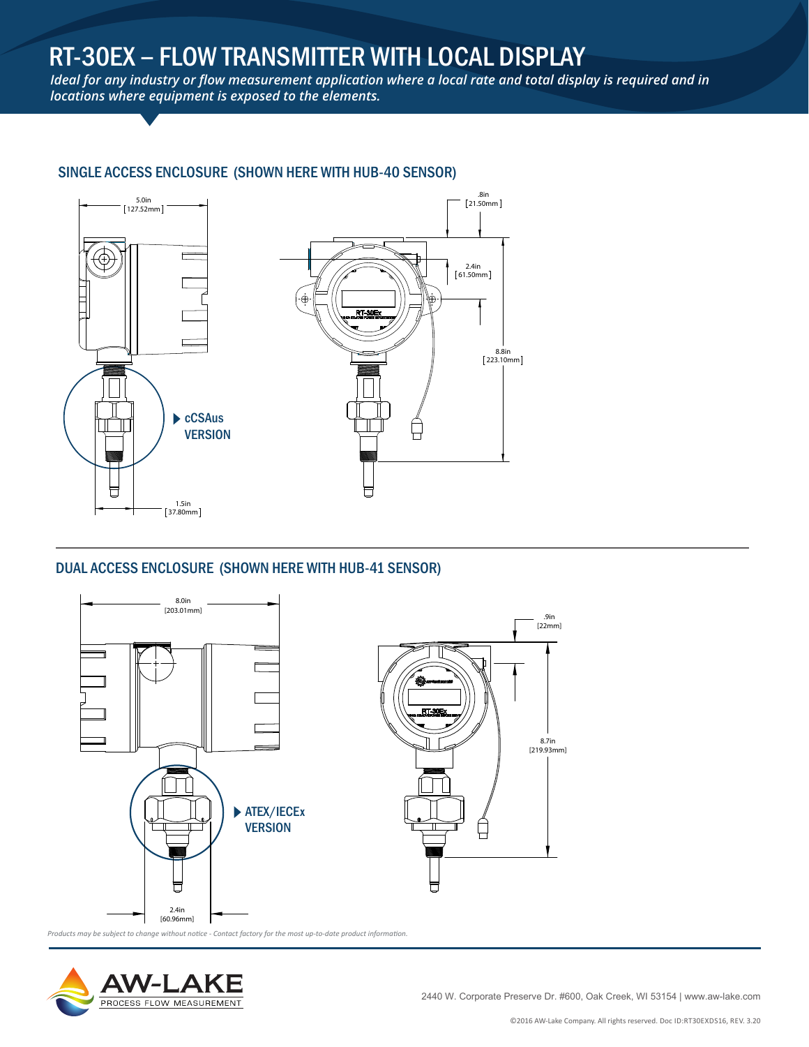# RT-30EX – FLOW TRANSMITTER WITH LOCAL DISPLAY

*Ideal for any industry or flow measurement application where a local rate and total display is required and in locations where equipment is exposed to the elements.*

## SINGLE ACCESS ENCLOSURE (SHOWN HERE WITH HUB-40 SENSOR)

5.0in
[127.52mm]

.8in
[21.50mm]

2.4in
[61.50mm]

8.8in
[223.10mm]

cCSAus VERSION

1.5in
[37.80mm]

## DUAL ACCESS ENCLOSURE (SHOWN HERE WITH HUB-41 SENSOR)

8.0in
[203.01mm]

.9in
[22mm]

8.7in
[219.93mm]

ATEX/IECEx VERSION

2.4in
[60.96mm]

*Products may be subject to change without notice - Contact factory for the most up-to-date product information.*

AW-LAKE PROCESS FLOW MEASUREMENT

2440 W. Corporate Preserve Dr. #600, Oak Creek, WI 53154 | www.aw-lake.com

©2016 AW-Lake Company. All rights reserved. Doc ID:RT30EXDS16, REV. 3.20